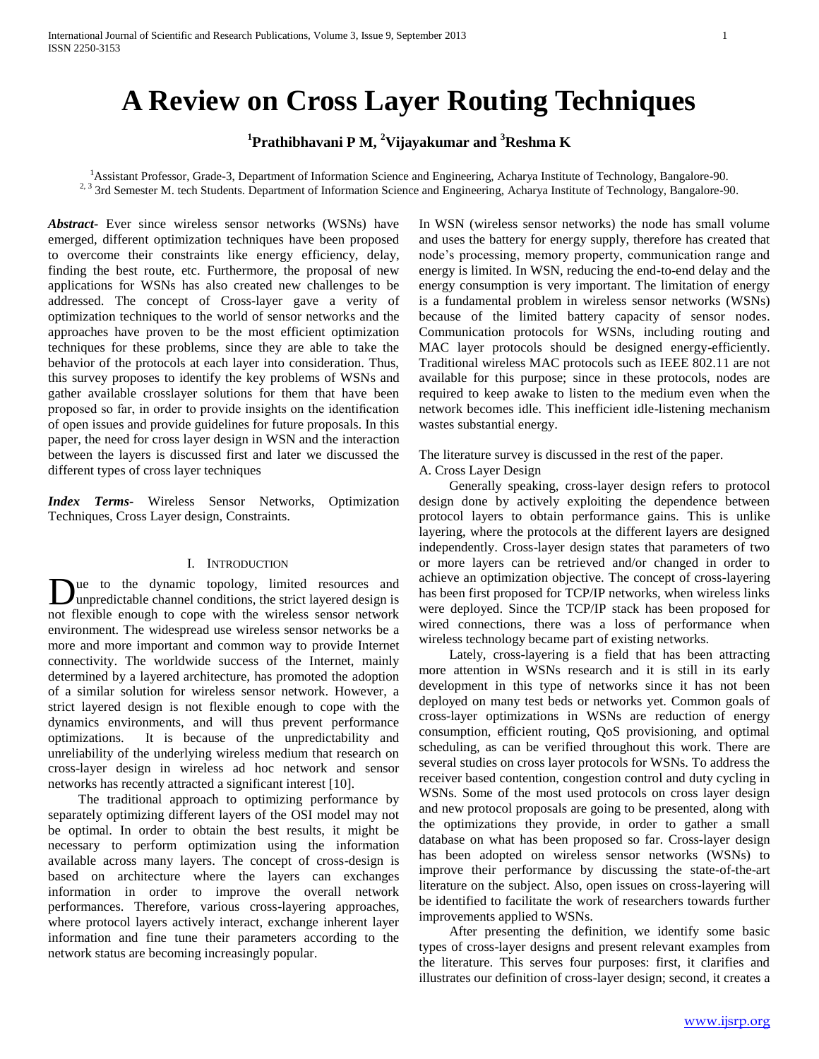# A Review on Cross Layer Routing Techniques

**[1]Prathibhavani P M, [2]Vijayakumar and [3]Reshma K**

[1]Assistant Professor, Grade-3, Department of Information Science and Engineering, Acharya Institute of Technology, Bangalore-90.
[2, 3] 3rd Semester M. tech Students. Department of Information Science and Engineering, Acharya Institute of Technology, Bangalore-90.

***Abstract-*** Ever since wireless sensor networks (WSNs) have emerged, different optimization techniques have been proposed to overcome their constraints like energy efficiency, delay, finding the best route, etc. Furthermore, the proposal of new applications for WSNs has also created new challenges to be addressed. The concept of Cross-layer gave a verity of optimization techniques to the world of sensor networks and the approaches have proven to be the most efficient optimization techniques for these problems, since they are able to take the behavior of the protocols at each layer into consideration. Thus, this survey proposes to identify the key problems of WSNs and gather available crosslayer solutions for them that have been proposed so far, in order to provide insights on the identification of open issues and provide guidelines for future proposals. In this paper, the need for cross layer design in WSN and the interaction between the layers is discussed first and later we discussed the different types of cross layer techniques

***Index Terms-*** Wireless Sensor Networks, Optimization Techniques, Cross Layer design, Constraints.

## I. Introduction

Due to the dynamic topology, limited resources and unpredictable channel conditions, the strict layered design is not flexible enough to cope with the wireless sensor network environment. The widespread use wireless sensor networks be a more and more important and common way to provide Internet connectivity. The worldwide success of the Internet, mainly determined by a layered architecture, has promoted the adoption of a similar solution for wireless sensor network. However, a strict layered design is not flexible enough to cope with the dynamics environments, and will thus prevent performance optimizations. It is because of the unpredictability and unreliability of the underlying wireless medium that research on cross-layer design in wireless ad hoc network and sensor networks has recently attracted a significant interest [10].

The traditional approach to optimizing performance by separately optimizing different layers of the OSI model may not be optimal. In order to obtain the best results, it might be necessary to perform optimization using the information available across many layers. The concept of cross-design is based on architecture where the layers can exchanges information in order to improve the overall network performances. Therefore, various cross-layering approaches, where protocol layers actively interact, exchange inherent layer information and fine tune their parameters according to the network status are becoming increasingly popular.

In WSN (wireless sensor networks) the node has small volume and uses the battery for energy supply, therefore has created that node's processing, memory property, communication range and energy is limited. In WSN, reducing the end-to-end delay and the energy consumption is very important. The limitation of energy is a fundamental problem in wireless sensor networks (WSNs) because of the limited battery capacity of sensor nodes. Communication protocols for WSNs, including routing and MAC layer protocols should be designed energy-efficiently. Traditional wireless MAC protocols such as IEEE 802.11 are not available for this purpose; since in these protocols, nodes are required to keep awake to listen to the medium even when the network becomes idle. This inefficient idle-listening mechanism wastes substantial energy.

The literature survey is discussed in the rest of the paper.

A. Cross Layer Design

Generally speaking, cross-layer design refers to protocol design done by actively exploiting the dependence between protocol layers to obtain performance gains. This is unlike layering, where the protocols at the different layers are designed independently. Cross-layer design states that parameters of two or more layers can be retrieved and/or changed in order to achieve an optimization objective. The concept of cross-layering has been first proposed for TCP/IP networks, when wireless links were deployed. Since the TCP/IP stack has been proposed for wired connections, there was a loss of performance when wireless technology became part of existing networks.

Lately, cross-layering is a field that has been attracting more attention in WSNs research and it is still in its early development in this type of networks since it has not been deployed on many test beds or networks yet. Common goals of cross-layer optimizations in WSNs are reduction of energy consumption, efficient routing, QoS provisioning, and optimal scheduling, as can be verified throughout this work. There are several studies on cross layer protocols for WSNs. To address the receiver based contention, congestion control and duty cycling in WSNs. Some of the most used protocols on cross layer design and new protocol proposals are going to be presented, along with the optimizations they provide, in order to gather a small database on what has been proposed so far. Cross-layer design has been adopted on wireless sensor networks (WSNs) to improve their performance by discussing the state-of-the-art literature on the subject. Also, open issues on cross-layering will be identified to facilitate the work of researchers towards further improvements applied to WSNs.

After presenting the definition, we identify some basic types of cross-layer designs and present relevant examples from the literature. This serves four purposes: first, it clarifies and illustrates our definition of cross-layer design; second, it creates a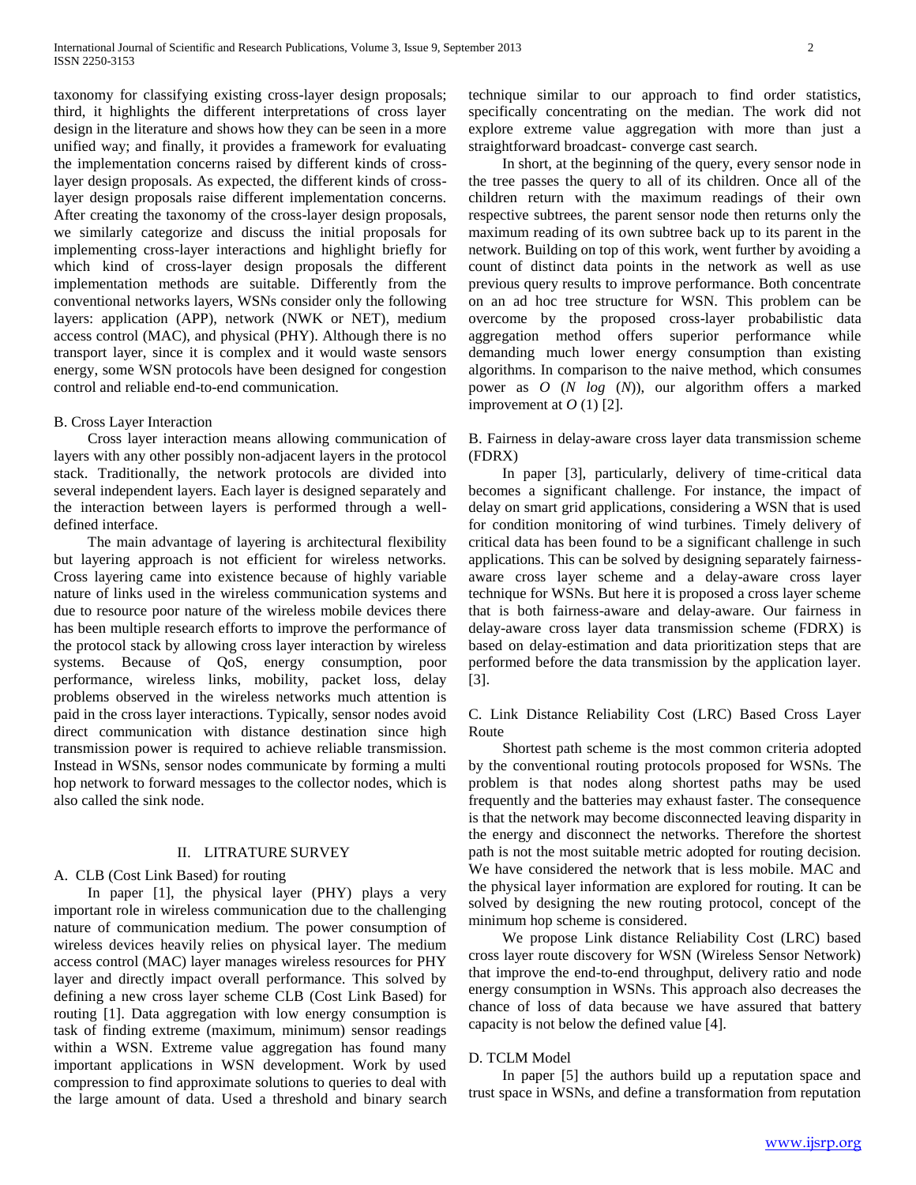taxonomy for classifying existing cross-layer design proposals; third, it highlights the different interpretations of cross layer design in the literature and shows how they can be seen in a more unified way; and finally, it provides a framework for evaluating the implementation concerns raised by different kinds of cross-layer design proposals. As expected, the different kinds of cross-layer design proposals raise different implementation concerns. After creating the taxonomy of the cross-layer design proposals, we similarly categorize and discuss the initial proposals for implementing cross-layer interactions and highlight briefly for which kind of cross-layer design proposals the different implementation methods are suitable. Differently from the conventional networks layers, WSNs consider only the following layers: application (APP), network (NWK or NET), medium access control (MAC), and physical (PHY). Although there is no transport layer, since it is complex and it would waste sensors energy, some WSN protocols have been designed for congestion control and reliable end-to-end communication.

### B. Cross Layer Interaction

Cross layer interaction means allowing communication of layers with any other possibly non-adjacent layers in the protocol stack. Traditionally, the network protocols are divided into several independent layers. Each layer is designed separately and the interaction between layers is performed through a well-defined interface.

The main advantage of layering is architectural flexibility but layering approach is not efficient for wireless networks. Cross layering came into existence because of highly variable nature of links used in the wireless communication systems and due to resource poor nature of the wireless mobile devices there has been multiple research efforts to improve the performance of the protocol stack by allowing cross layer interaction by wireless systems. Because of QoS, energy consumption, poor performance, wireless links, mobility, packet loss, delay problems observed in the wireless networks much attention is paid in the cross layer interactions. Typically, sensor nodes avoid direct communication with distance destination since high transmission power is required to achieve reliable transmission. Instead in WSNs, sensor nodes communicate by forming a multi hop network to forward messages to the collector nodes, which is also called the sink node.

## II. LITRATURE SURVEY

### A. CLB (Cost Link Based) for routing

In paper [1], the physical layer (PHY) plays a very important role in wireless communication due to the challenging nature of communication medium. The power consumption of wireless devices heavily relies on physical layer. The medium access control (MAC) layer manages wireless resources for PHY layer and directly impact overall performance. This solved by defining a new cross layer scheme CLB (Cost Link Based) for routing [1]. Data aggregation with low energy consumption is task of finding extreme (maximum, minimum) sensor readings within a WSN. Extreme value aggregation has found many important applications in WSN development. Work by used compression to find approximate solutions to queries to deal with the large amount of data. Used a threshold and binary search technique similar to our approach to find order statistics, specifically concentrating on the median. The work did not explore extreme value aggregation with more than just a straightforward broadcast- converge cast search.

In short, at the beginning of the query, every sensor node in the tree passes the query to all of its children. Once all of the children return with the maximum readings of their own respective subtrees, the parent sensor node then returns only the maximum reading of its own subtree back up to its parent in the network. Building on top of this work, went further by avoiding a count of distinct data points in the network as well as use previous query results to improve performance. Both concentrate on an ad hoc tree structure for WSN. This problem can be overcome by the proposed cross-layer probabilistic data aggregation method offers superior performance while demanding much lower energy consumption than existing algorithms. In comparison to the naive method, which consumes power as $O(N \log(N))$, our algorithm offers a marked improvement at $O(1)$ [2].

### B. Fairness in delay-aware cross layer data transmission scheme (FDRX)

In paper [3], particularly, delivery of time-critical data becomes a significant challenge. For instance, the impact of delay on smart grid applications, considering a WSN that is used for condition monitoring of wind turbines. Timely delivery of critical data has been found to be a significant challenge in such applications. This can be solved by designing separately fairness-aware cross layer scheme and a delay-aware cross layer technique for WSNs. But here it is proposed a cross layer scheme that is both fairness-aware and delay-aware. Our fairness in delay-aware cross layer data transmission scheme (FDRX) is based on delay-estimation and data prioritization steps that are performed before the data transmission by the application layer. [3].

### C. Link Distance Reliability Cost (LRC) Based Cross Layer Route

Shortest path scheme is the most common criteria adopted by the conventional routing protocols proposed for WSNs. The problem is that nodes along shortest paths may be used frequently and the batteries may exhaust faster. The consequence is that the network may become disconnected leaving disparity in the energy and disconnect the networks. Therefore the shortest path is not the most suitable metric adopted for routing decision. We have considered the network that is less mobile. MAC and the physical layer information are explored for routing. It can be solved by designing the new routing protocol, concept of the minimum hop scheme is considered.

We propose Link distance Reliability Cost (LRC) based cross layer route discovery for WSN (Wireless Sensor Network) that improve the end-to-end throughput, delivery ratio and node energy consumption in WSNs. This approach also decreases the chance of loss of data because we have assured that battery capacity is not below the defined value [4].

### D. TCLM Model

In paper [5] the authors build up a reputation space and trust space in WSNs, and define a transformation from reputation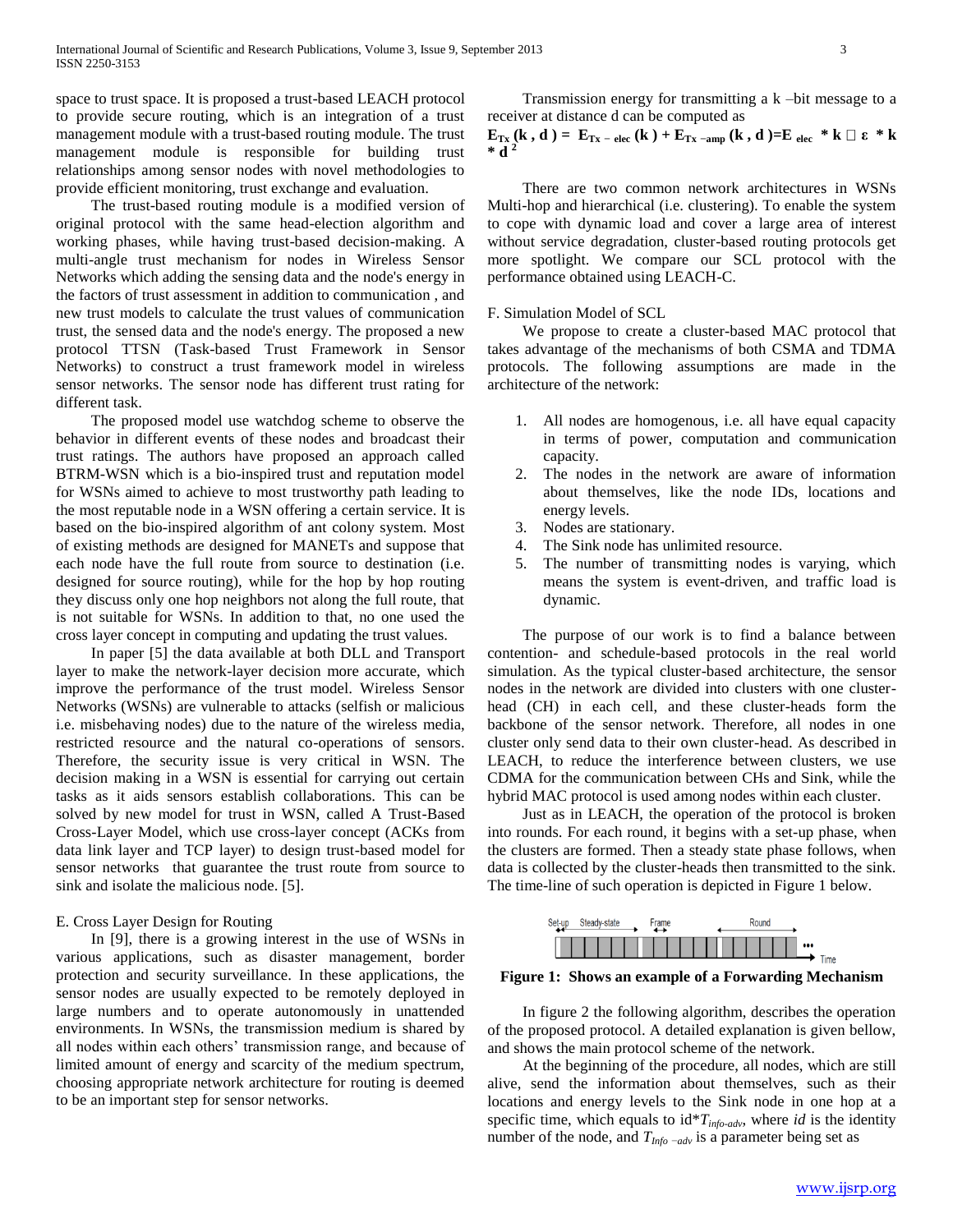space to trust space. It is proposed a trust-based LEACH protocol to provide secure routing, which is an integration of a trust management module with a trust-based routing module. The trust management module is responsible for building trust relationships among sensor nodes with novel methodologies to provide efficient monitoring, trust exchange and evaluation.

The trust-based routing module is a modified version of original protocol with the same head-election algorithm and working phases, while having trust-based decision-making. A multi-angle trust mechanism for nodes in Wireless Sensor Networks which adding the sensing data and the node's energy in the factors of trust assessment in addition to communication , and new trust models to calculate the trust values of communication trust, the sensed data and the node's energy. The proposed a new protocol TTSN (Task-based Trust Framework in Sensor Networks) to construct a trust framework model in wireless sensor networks. The sensor node has different trust rating for different task.

The proposed model use watchdog scheme to observe the behavior in different events of these nodes and broadcast their trust ratings. The authors have proposed an approach called BTRM-WSN which is a bio-inspired trust and reputation model for WSNs aimed to achieve to most trustworthy path leading to the most reputable node in a WSN offering a certain service. It is based on the bio-inspired algorithm of ant colony system. Most of existing methods are designed for MANETs and suppose that each node have the full route from source to destination (i.e. designed for source routing), while for the hop by hop routing they discuss only one hop neighbors not along the full route, that is not suitable for WSNs. In addition to that, no one used the cross layer concept in computing and updating the trust values.

In paper [5] the data available at both DLL and Transport layer to make the network-layer decision more accurate, which improve the performance of the trust model. Wireless Sensor Networks (WSNs) are vulnerable to attacks (selfish or malicious i.e. misbehaving nodes) due to the nature of the wireless media, restricted resource and the natural co-operations of sensors. Therefore, the security issue is very critical in WSN. The decision making in a WSN is essential for carrying out certain tasks as it aids sensors establish collaborations. This can be solved by new model for trust in WSN, called A Trust-Based Cross-Layer Model, which use cross-layer concept (ACKs from data link layer and TCP layer) to design trust-based model for sensor networks that guarantee the trust route from source to sink and isolate the malicious node. [5].

## E. Cross Layer Design for Routing

In [9], there is a growing interest in the use of WSNs in various applications, such as disaster management, border protection and security surveillance. In these applications, the sensor nodes are usually expected to be remotely deployed in large numbers and to operate autonomously in unattended environments. In WSNs, the transmission medium is shared by all nodes within each others' transmission range, and because of limited amount of energy and scarcity of the medium spectrum, choosing appropriate network architecture for routing is deemed to be an important step for sensor networks.

Transmission energy for transmitting a k –bit message to a receiver at distance d can be computed as

$$E_{Tx}(k, d) = E_{Tx-elec}(k) + E_{Tx-amp}(k, d) = E_{elec} * k \,\square\, \varepsilon * k * d^2$$

There are two common network architectures in WSNs Multi-hop and hierarchical (i.e. clustering). To enable the system to cope with dynamic load and cover a large area of interest without service degradation, cluster-based routing protocols get more spotlight. We compare our SCL protocol with the performance obtained using LEACH-C.

## F. Simulation Model of SCL

We propose to create a cluster-based MAC protocol that takes advantage of the mechanisms of both CSMA and TDMA protocols. The following assumptions are made in the architecture of the network:

1. All nodes are homogenous, i.e. all have equal capacity in terms of power, computation and communication capacity.
2. The nodes in the network are aware of information about themselves, like the node IDs, locations and energy levels.
3. Nodes are stationary.
4. The Sink node has unlimited resource.
5. The number of transmitting nodes is varying, which means the system is event-driven, and traffic load is dynamic.

The purpose of our work is to find a balance between contention- and schedule-based protocols in the real world simulation. As the typical cluster-based architecture, the sensor nodes in the network are divided into clusters with one cluster-head (CH) in each cell, and these cluster-heads form the backbone of the sensor network. Therefore, all nodes in one cluster only send data to their own cluster-head. As described in LEACH, to reduce the interference between clusters, we use CDMA for the communication between CHs and Sink, while the hybrid MAC protocol is used among nodes within each cluster.

Just as in LEACH, the operation of the protocol is broken into rounds. For each round, it begins with a set-up phase, when the clusters are formed. Then a steady state phase follows, when data is collected by the cluster-heads then transmitted to the sink. The time-line of such operation is depicted in Figure 1 below.

**Figure 1: Shows an example of a Forwarding Mechanism**

In figure 2 the following algorithm, describes the operation of the proposed protocol. A detailed explanation is given bellow, and shows the main protocol scheme of the network.

At the beginning of the procedure, all nodes, which are still alive, send the information about themselves, such as their locations and energy levels to the Sink node in one hop at a specific time, which equals to id*$T_{info\text{-}adv}$, where *id* is the identity number of the node, and $T_{Info\ -adv}$ is a parameter being set as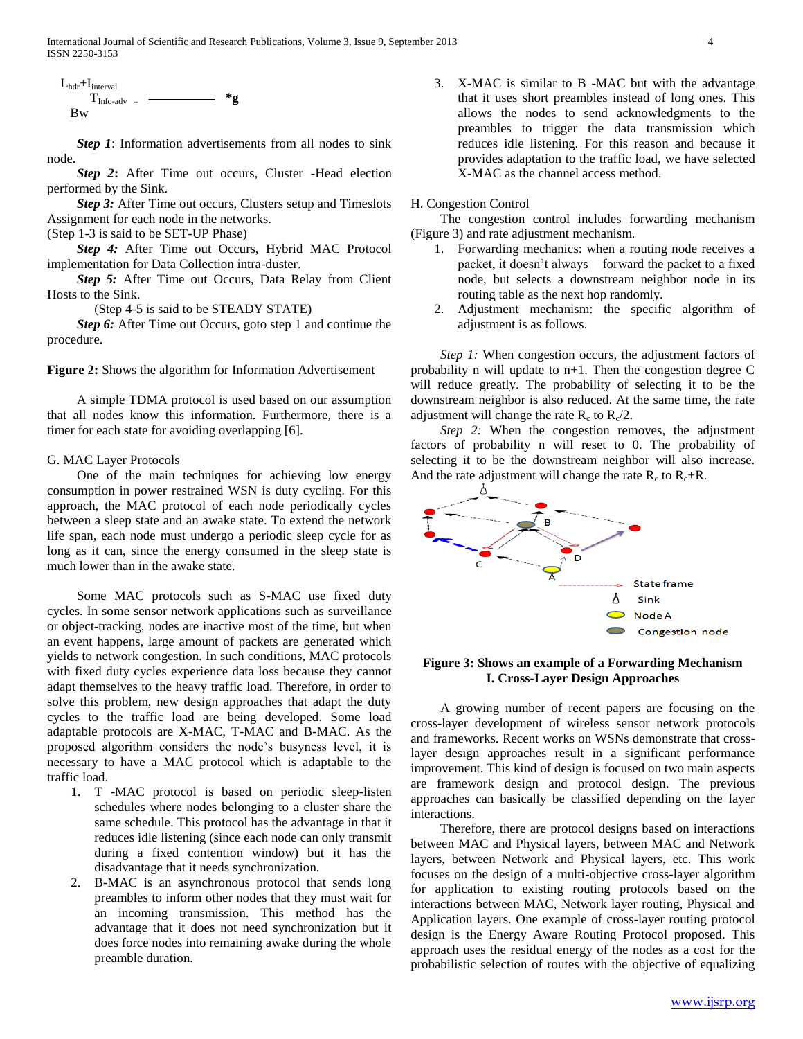$$T_{Info\text{-}adv} = \frac{L_{hdr}+I_{interval}}{Bw} * g$$

***Step 1***: Information advertisements from all nodes to sink node.

***Step 2*****:** After Time out occurs, Cluster -Head election performed by the Sink.

***Step 3:*** After Time out occurs, Clusters setup and Timeslots Assignment for each node in the networks.

(Step 1-3 is said to be SET-UP Phase)

***Step 4:*** After Time out Occurs, Hybrid MAC Protocol implementation for Data Collection intra-duster.

***Step 5:*** After Time out Occurs, Data Relay from Client Hosts to the Sink.

(Step 4-5 is said to be STEADY STATE)

***Step 6:*** After Time out Occurs, goto step 1 and continue the procedure.

**Figure 2:** Shows the algorithm for Information Advertisement

A simple TDMA protocol is used based on our assumption that all nodes know this information. Furthermore, there is a timer for each state for avoiding overlapping [6].

G. MAC Layer Protocols

One of the main techniques for achieving low energy consumption in power restrained WSN is duty cycling. For this approach, the MAC protocol of each node periodically cycles between a sleep state and an awake state. To extend the network life span, each node must undergo a periodic sleep cycle for as long as it can, since the energy consumed in the sleep state is much lower than in the awake state.

Some MAC protocols such as S-MAC use fixed duty cycles. In some sensor network applications such as surveillance or object-tracking, nodes are inactive most of the time, but when an event happens, large amount of packets are generated which yields to network congestion. In such conditions, MAC protocols with fixed duty cycles experience data loss because they cannot adapt themselves to the heavy traffic load. Therefore, in order to solve this problem, new design approaches that adapt the duty cycles to the traffic load are being developed. Some load adaptable protocols are X-MAC, T-MAC and B-MAC. As the proposed algorithm considers the node's busyness level, it is necessary to have a MAC protocol which is adaptable to the traffic load.

1. T -MAC protocol is based on periodic sleep-listen schedules where nodes belonging to a cluster share the same schedule. This protocol has the advantage in that it reduces idle listening (since each node can only transmit during a fixed contention window) but it has the disadvantage that it needs synchronization.
2. B-MAC is an asynchronous protocol that sends long preambles to inform other nodes that they must wait for an incoming transmission. This method has the advantage that it does not need synchronization but it does force nodes into remaining awake during the whole preamble duration.
3. X-MAC is similar to B -MAC but with the advantage that it uses short preambles instead of long ones. This allows the nodes to send acknowledgments to the preambles to trigger the data transmission which reduces idle listening. For this reason and because it provides adaptation to the traffic load, we have selected X-MAC as the channel access method.

H. Congestion Control

The congestion control includes forwarding mechanism (Figure 3) and rate adjustment mechanism.

1. Forwarding mechanics: when a routing node receives a packet, it doesn't always forward the packet to a fixed node, but selects a downstream neighbor node in its routing table as the next hop randomly.
2. Adjustment mechanism: the specific algorithm of adjustment is as follows.

*Step 1:* When congestion occurs, the adjustment factors of probability n will update to n+1. Then the congestion degree C will reduce greatly. The probability of selecting it to be the downstream neighbor is also reduced. At the same time, the rate adjustment will change the rate $R_c$ to $R_c/2$.

*Step 2:* When the congestion removes, the adjustment factors of probability n will reset to 0. The probability of selecting it to be the downstream neighbor will also increase. And the rate adjustment will change the rate $R_c$ to $R_c$+R.

**Figure 3: Shows an example of a Forwarding Mechanism**

**I. Cross-Layer Design Approaches**

A growing number of recent papers are focusing on the cross-layer development of wireless sensor network protocols and frameworks. Recent works on WSNs demonstrate that cross-layer design approaches result in a significant performance improvement. This kind of design is focused on two main aspects are framework design and protocol design. The previous approaches can basically be classified depending on the layer interactions.

Therefore, there are protocol designs based on interactions between MAC and Physical layers, between MAC and Network layers, between Network and Physical layers, etc. This work focuses on the design of a multi-objective cross-layer algorithm for application to existing routing protocols based on the interactions between MAC, Network layer routing, Physical and Application layers. One example of cross-layer routing protocol design is the Energy Aware Routing Protocol proposed. This approach uses the residual energy of the nodes as a cost for the probabilistic selection of routes with the objective of equalizing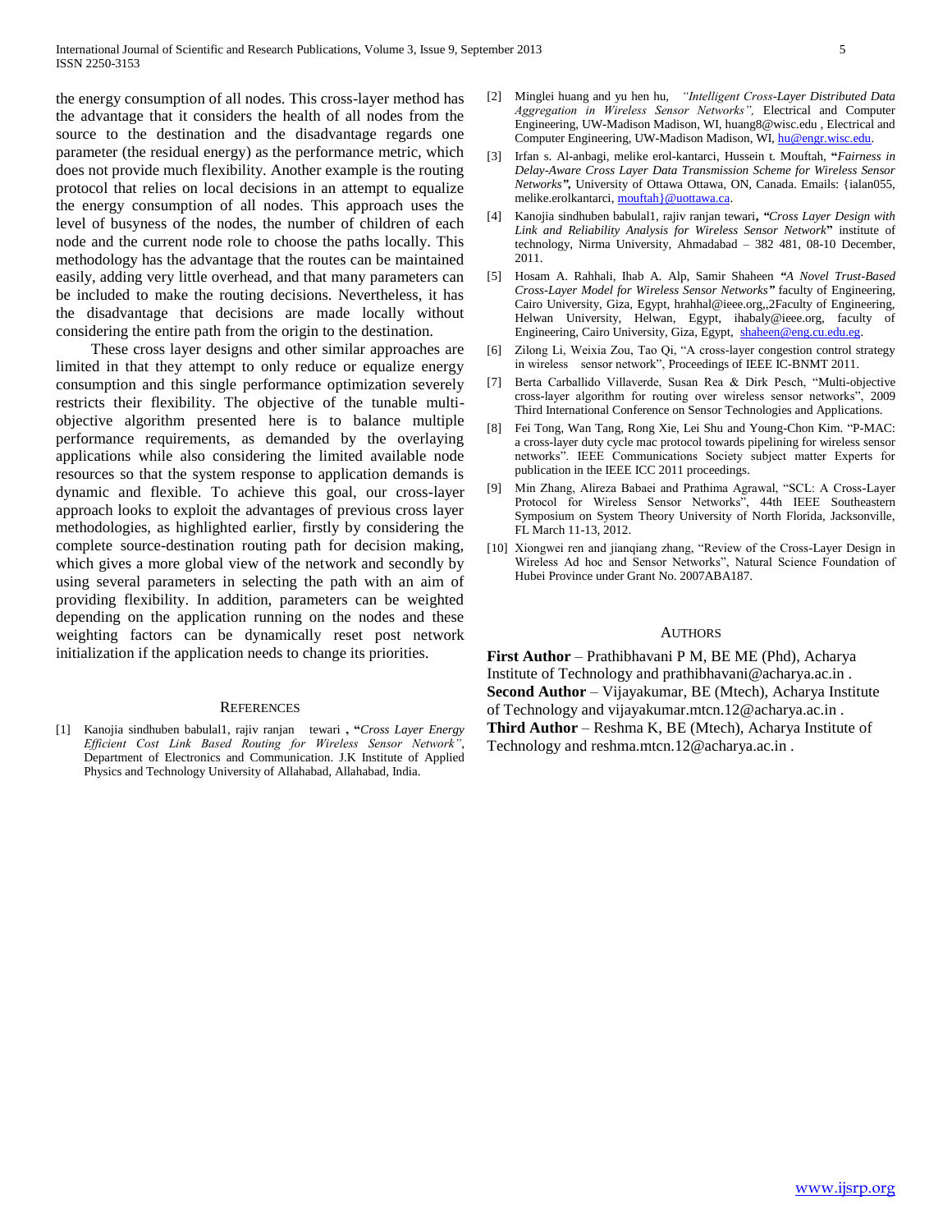the energy consumption of all nodes. This cross-layer method has the advantage that it considers the health of all nodes from the source to the destination and the disadvantage regards one parameter (the residual energy) as the performance metric, which does not provide much flexibility. Another example is the routing protocol that relies on local decisions in an attempt to equalize the energy consumption of all nodes. This approach uses the level of busyness of the nodes, the number of children of each node and the current node role to choose the paths locally. This methodology has the advantage that the routes can be maintained easily, adding very little overhead, and that many parameters can be included to make the routing decisions. Nevertheless, it has the disadvantage that decisions are made locally without considering the entire path from the origin to the destination.

These cross layer designs and other similar approaches are limited in that they attempt to only reduce or equalize energy consumption and this single performance optimization severely restricts their flexibility. The objective of the tunable multi-objective algorithm presented here is to balance multiple performance requirements, as demanded by the overlaying applications while also considering the limited available node resources so that the system response to application demands is dynamic and flexible. To achieve this goal, our cross-layer approach looks to exploit the advantages of previous cross layer methodologies, as highlighted earlier, firstly by considering the complete source-destination routing path for decision making, which gives a more global view of the network and secondly by using several parameters in selecting the path with an aim of providing flexibility. In addition, parameters can be weighted depending on the application running on the nodes and these weighting factors can be dynamically reset post network initialization if the application needs to change its priorities.

## REFERENCES

[1] Kanojia sindhuben babulal1, rajiv ranjan tewari , "*Cross Layer Energy Efficient Cost Link Based Routing for Wireless Sensor Network*", Department of Electronics and Communication. J.K Institute of Applied Physics and Technology University of Allahabad, Allahabad, India.

[2] Minglei huang and yu hen hu, *"Intelligent Cross-Layer Distributed Data Aggregation in Wireless Sensor Networks",* Electrical and Computer Engineering, UW-Madison Madison, WI, huang8@wisc.edu , Electrical and Computer Engineering, UW-Madison Madison, WI, hu@engr.wisc.edu.

[3] Irfan s. Al-anbagi, melike erol-kantarci, Hussein t. Mouftah, "*Fairness in Delay-Aware Cross Layer Data Transmission Scheme for Wireless Sensor Networks*"**,** University of Ottawa Ottawa, ON, Canada. Emails: {ialan055, melike.erolkantarci, mouftah}@uottawa.ca.

[4] Kanojia sindhuben babulal1, rajiv ranjan tewari**,** "*Cross Layer Design with Link and Reliability Analysis for Wireless Sensor Network*" institute of technology, Nirma University, Ahmadabad – 382 481, 08-10 December, 2011.

[5] Hosam A. Rahhali, Ihab A. Alp, Samir Shaheen "*A Novel Trust-Based Cross-Layer Model for Wireless Sensor Networks*" faculty of Engineering, Cairo University, Giza, Egypt, hrahhal@ieee.org,,2Faculty of Engineering, Helwan University, Helwan, Egypt, ihabaly@ieee.org, faculty of Engineering, Cairo University, Giza, Egypt, shaheen@eng.cu.edu.eg.

[6] Zilong Li, Weixia Zou, Tao Qi, "A cross-layer congestion control strategy in wireless sensor network", Proceedings of IEEE IC-BNMT 2011.

[7] Berta Carballido Villaverde, Susan Rea & Dirk Pesch, "Multi-objective cross-layer algorithm for routing over wireless sensor networks", 2009 Third International Conference on Sensor Technologies and Applications.

[8] Fei Tong, Wan Tang, Rong Xie, Lei Shu and Young-Chon Kim. "P-MAC: a cross-layer duty cycle mac protocol towards pipelining for wireless sensor networks". IEEE Communications Society subject matter Experts for publication in the IEEE ICC 2011 proceedings.

[9] Min Zhang, Alireza Babaei and Prathima Agrawal, "SCL: A Cross-Layer Protocol for Wireless Sensor Networks", 44th IEEE Southeastern Symposium on System Theory University of North Florida, Jacksonville, FL March 11-13, 2012.

[10] Xiongwei ren and jianqiang zhang, "Review of the Cross-Layer Design in Wireless Ad hoc and Sensor Networks", Natural Science Foundation of Hubei Province under Grant No. 2007ABA187.

## AUTHORS

**First Author** – Prathibhavani P M, BE ME (Phd), Acharya Institute of Technology and prathibhavani@acharya.ac.in .

**Second Author** – Vijayakumar, BE (Mtech), Acharya Institute of Technology and vijayakumar.mtcn.12@acharya.ac.in .

**Third Author** – Reshma K, BE (Mtech), Acharya Institute of Technology and reshma.mtcn.12@acharya.ac.in .